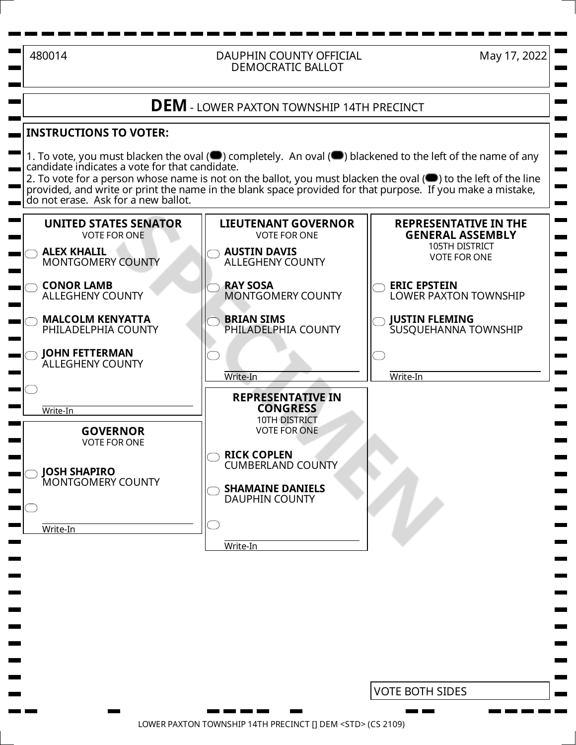480014

DAUPHIN COUNTY OFFICIAL
DEMOCRATIC BALLOT

May 17, 2022

# DEM - LOWER PAXTON TOWNSHIP 14TH PRECINCT

**INSTRUCTIONS TO VOTER:**

1. To vote, you must blacken the oval (⬬) completely. An oval (⬬) blackened to the left of the name of any candidate indicates a vote for that candidate.
2. To vote for a person whose name is not on the ballot, you must blacken the oval (⬬) to the left of the line provided, and write or print the name in the blank space provided for that purpose. If you make a mistake, do not erase. Ask for a new ballot.

## UNITED STATES SENATOR
VOTE FOR ONE

- ⬭ **ALEX KHALIL** MONTGOMERY COUNTY
- ⬭ **CONOR LAMB** ALLEGHENY COUNTY
- ⬭ **MALCOLM KENYATTA** PHILADELPHIA COUNTY
- ⬭ **JOHN FETTERMAN** ALLEGHENY COUNTY
- ⬭ ______________ Write-In

## GOVERNOR
VOTE FOR ONE

- ⬭ **JOSH SHAPIRO** MONTGOMERY COUNTY
- ⬭ ______________ Write-In

## LIEUTENANT GOVERNOR
VOTE FOR ONE

- ⬭ **AUSTIN DAVIS** ALLEGHENY COUNTY
- ⬭ **RAY SOSA** MONTGOMERY COUNTY
- ⬭ **BRIAN SIMS** PHILADELPHIA COUNTY
- ⬭ ______________ Write-In

## REPRESENTATIVE IN CONGRESS
10TH DISTRICT
VOTE FOR ONE

- ⬭ **RICK COPLEN** CUMBERLAND COUNTY
- ⬭ **SHAMAINE DANIELS** DAUPHIN COUNTY
- ⬭ ______________ Write-In

## REPRESENTATIVE IN THE GENERAL ASSEMBLY
105TH DISTRICT
VOTE FOR ONE

- ⬭ **ERIC EPSTEIN** LOWER PAXTON TOWNSHIP
- ⬭ **JUSTIN FLEMING** SUSQUEHANNA TOWNSHIP
- ⬭ ______________ Write-In

VOTE BOTH SIDES

LOWER PAXTON TOWNSHIP 14TH PRECINCT [] DEM <STD> (CS 2109)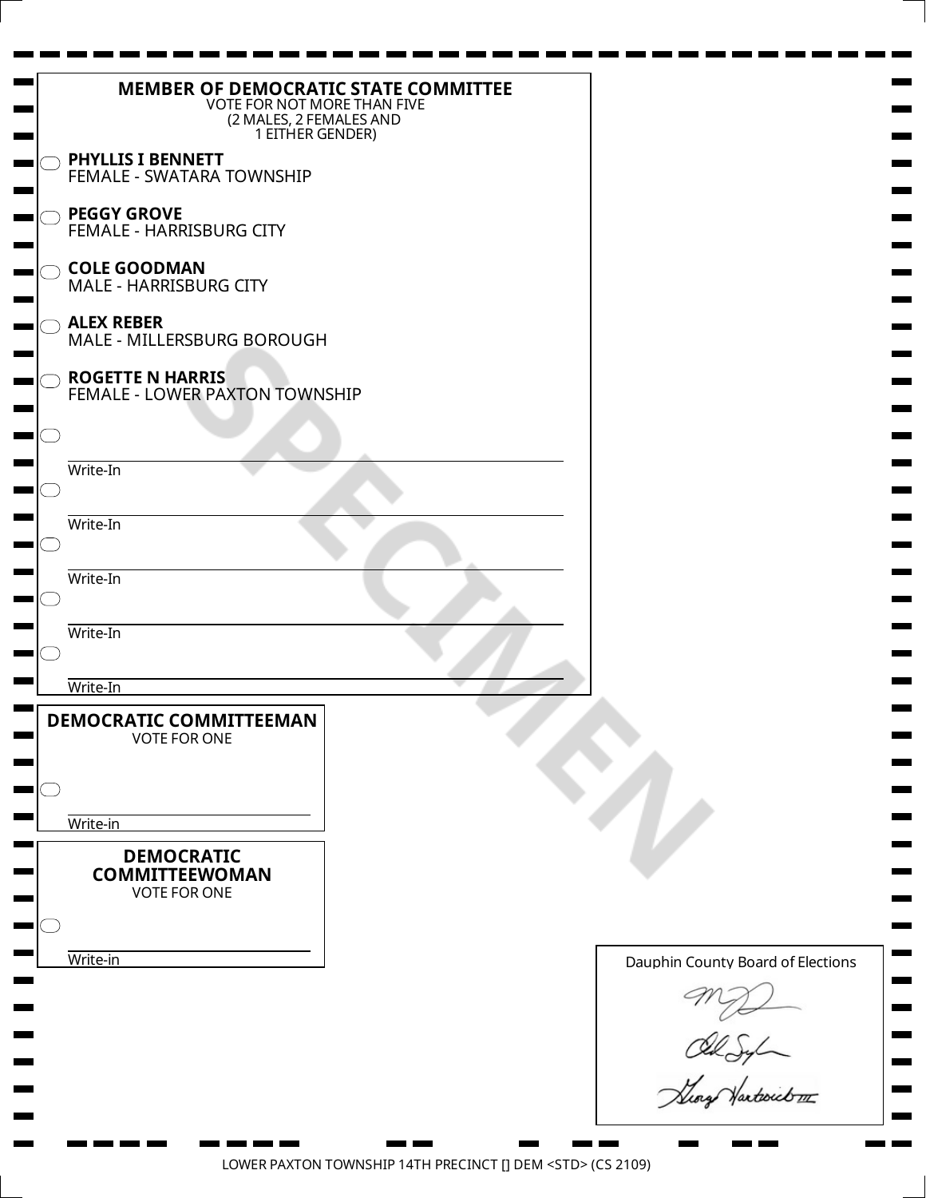## MEMBER OF DEMOCRATIC STATE COMMITTEE

VOTE FOR NOT MORE THAN FIVE
(2 MALES, 2 FEMALES AND
1 EITHER GENDER)

- ⬭ **PHYLLIS I BENNETT**
  FEMALE - SWATARA TOWNSHIP
- ⬭ **PEGGY GROVE**
  FEMALE - HARRISBURG CITY
- ⬭ **COLE GOODMAN**
  MALE - HARRISBURG CITY
- ⬭ **ALEX REBER**
  MALE - MILLERSBURG BOROUGH
- ⬭ **ROGETTE N HARRIS**
  FEMALE - LOWER PAXTON TOWNSHIP
- ⬭ ______________________ Write-In
- ⬭ ______________________ Write-In
- ⬭ ______________________ Write-In
- ⬭ ______________________ Write-In
- ⬭ ______________________ Write-In

## DEMOCRATIC COMMITTEEMAN

VOTE FOR ONE

- ⬭ ______________________ Write-in

## DEMOCRATIC COMMITTEEWOMAN

VOTE FOR ONE

- ⬭ ______________________ Write-in

SPECIMEN

Dauphin County Board of Elections

LOWER PAXTON TOWNSHIP 14TH PRECINCT [] DEM <STD> (CS 2109)